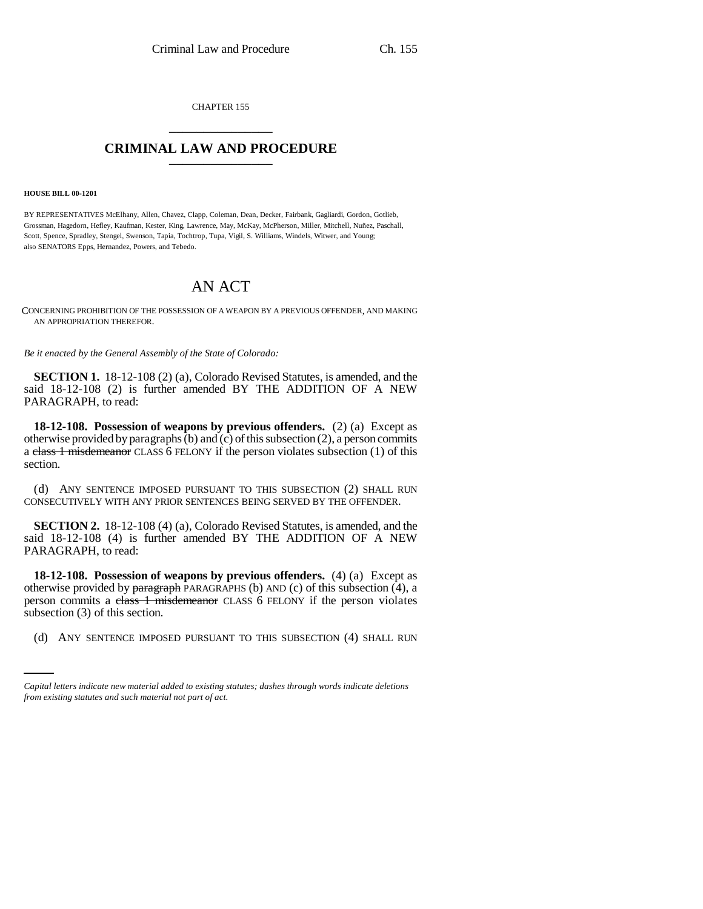CHAPTER 155

# CRIMINAL LAW AND PROCEDURE

**HOUSE BILL 00-1201**

BY REPRESENTATIVES McElhany, Allen, Chavez, Clapp, Coleman, Dean, Decker, Fairbank, Gagliardi, Gordon, Gotlieb, Grossman, Hagedorn, Hefley, Kaufman, Kester, King, Lawrence, May, McKay, McPherson, Miller, Mitchell, Nuñez, Paschall, Scott, Spence, Spradley, Stengel, Swenson, Tapia, Tochtrop, Tupa, Vigil, S. Williams, Windels, Witwer, and Young; also SENATORS Epps, Hernandez, Powers, and Tebedo.

# AN ACT

CONCERNING PROHIBITION OF THE POSSESSION OF A WEAPON BY A PREVIOUS OFFENDER, AND MAKING AN APPROPRIATION THEREFOR.

*Be it enacted by the General Assembly of the State of Colorado:*

**SECTION 1.** 18-12-108 (2) (a), Colorado Revised Statutes, is amended, and the said 18-12-108 (2) is further amended BY THE ADDITION OF A NEW PARAGRAPH, to read:

**18-12-108. Possession of weapons by previous offenders.** (2) (a) Except as otherwise provided by paragraphs (b) and (c) of this subsection (2), a person commits a ~~class 1 misdemeanor~~ CLASS 6 FELONY if the person violates subsection (1) of this section.

(d) ANY SENTENCE IMPOSED PURSUANT TO THIS SUBSECTION (2) SHALL RUN CONSECUTIVELY WITH ANY PRIOR SENTENCES BEING SERVED BY THE OFFENDER.

**SECTION 2.** 18-12-108 (4) (a), Colorado Revised Statutes, is amended, and the said 18-12-108 (4) is further amended BY THE ADDITION OF A NEW PARAGRAPH, to read:

**18-12-108. Possession of weapons by previous offenders.** (4) (a) Except as otherwise provided by ~~paragraph~~ PARAGRAPHS (b) AND (c) of this subsection (4), a person commits a ~~class 1 misdemeanor~~ CLASS 6 FELONY if the person violates subsection (3) of this section.

(d) ANY SENTENCE IMPOSED PURSUANT TO THIS SUBSECTION (4) SHALL RUN

*Capital letters indicate new material added to existing statutes; dashes through words indicate deletions from existing statutes and such material not part of act.*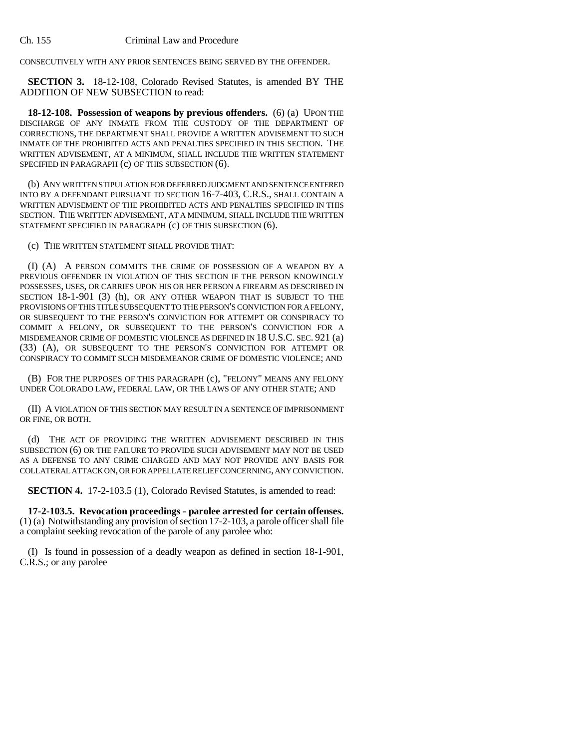CONSECUTIVELY WITH ANY PRIOR SENTENCES BEING SERVED BY THE OFFENDER.

**SECTION 3.** 18-12-108, Colorado Revised Statutes, is amended BY THE ADDITION OF NEW SUBSECTION to read:

**18-12-108. Possession of weapons by previous offenders.** (6) (a) UPON THE DISCHARGE OF ANY INMATE FROM THE CUSTODY OF THE DEPARTMENT OF CORRECTIONS, THE DEPARTMENT SHALL PROVIDE A WRITTEN ADVISEMENT TO SUCH INMATE OF THE PROHIBITED ACTS AND PENALTIES SPECIFIED IN THIS SECTION. THE WRITTEN ADVISEMENT, AT A MINIMUM, SHALL INCLUDE THE WRITTEN STATEMENT SPECIFIED IN PARAGRAPH (c) OF THIS SUBSECTION (6).

(b) ANY WRITTEN STIPULATION FOR DEFERRED JUDGMENT AND SENTENCE ENTERED INTO BY A DEFENDANT PURSUANT TO SECTION 16-7-403, C.R.S., SHALL CONTAIN A WRITTEN ADVISEMENT OF THE PROHIBITED ACTS AND PENALTIES SPECIFIED IN THIS SECTION. THE WRITTEN ADVISEMENT, AT A MINIMUM, SHALL INCLUDE THE WRITTEN STATEMENT SPECIFIED IN PARAGRAPH (c) OF THIS SUBSECTION (6).

(c) THE WRITTEN STATEMENT SHALL PROVIDE THAT:

(I) (A) A PERSON COMMITS THE CRIME OF POSSESSION OF A WEAPON BY A PREVIOUS OFFENDER IN VIOLATION OF THIS SECTION IF THE PERSON KNOWINGLY POSSESSES, USES, OR CARRIES UPON HIS OR HER PERSON A FIREARM AS DESCRIBED IN SECTION 18-1-901 (3) (h), OR ANY OTHER WEAPON THAT IS SUBJECT TO THE PROVISIONS OF THIS TITLE SUBSEQUENT TO THE PERSON'S CONVICTION FOR A FELONY, OR SUBSEQUENT TO THE PERSON'S CONVICTION FOR ATTEMPT OR CONSPIRACY TO COMMIT A FELONY, OR SUBSEQUENT TO THE PERSON'S CONVICTION FOR A MISDEMEANOR CRIME OF DOMESTIC VIOLENCE AS DEFINED IN 18 U.S.C. SEC. 921 (a) (33) (A), OR SUBSEQUENT TO THE PERSON'S CONVICTION FOR ATTEMPT OR CONSPIRACY TO COMMIT SUCH MISDEMEANOR CRIME OF DOMESTIC VIOLENCE; AND

(B) FOR THE PURPOSES OF THIS PARAGRAPH (c), "FELONY" MEANS ANY FELONY UNDER COLORADO LAW, FEDERAL LAW, OR THE LAWS OF ANY OTHER STATE; AND

(II) A VIOLATION OF THIS SECTION MAY RESULT IN A SENTENCE OF IMPRISONMENT OR FINE, OR BOTH.

(d) THE ACT OF PROVIDING THE WRITTEN ADVISEMENT DESCRIBED IN THIS SUBSECTION (6) OR THE FAILURE TO PROVIDE SUCH ADVISEMENT MAY NOT BE USED AS A DEFENSE TO ANY CRIME CHARGED AND MAY NOT PROVIDE ANY BASIS FOR COLLATERAL ATTACK ON, OR FOR APPELLATE RELIEF CONCERNING, ANY CONVICTION.

**SECTION 4.** 17-2-103.5 (1), Colorado Revised Statutes, is amended to read:

**17-2-103.5. Revocation proceedings - parolee arrested for certain offenses.** (1) (a) Notwithstanding any provision of section 17-2-103, a parole officer shall file a complaint seeking revocation of the parole of any parolee who:

(I) Is found in possession of a deadly weapon as defined in section 18-1-901, C.R.S.; ~~or any parolee~~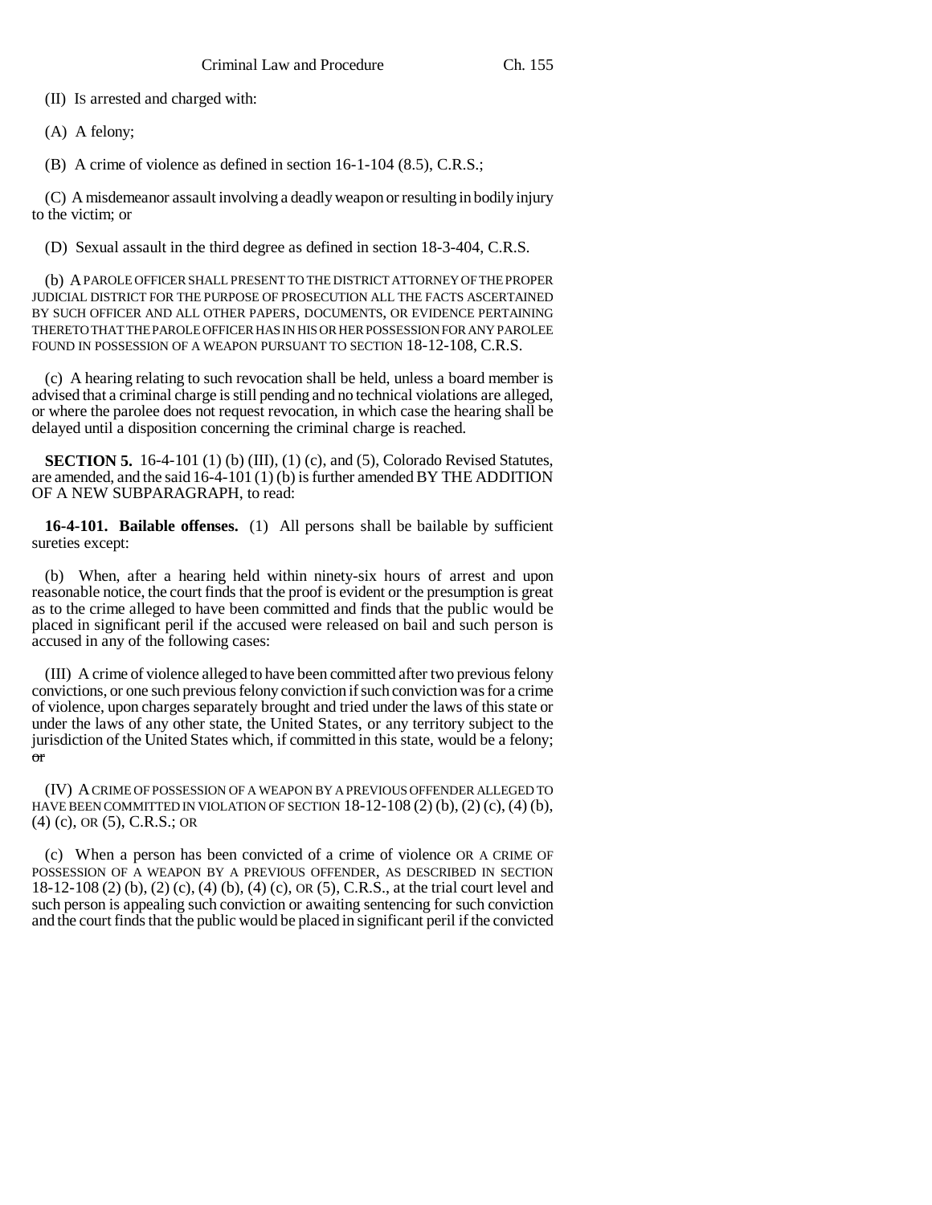(II) Is arrested and charged with:

(A) A felony;

(B) A crime of violence as defined in section 16-1-104 (8.5), C.R.S.;

(C) A misdemeanor assault involving a deadly weapon or resulting in bodily injury to the victim; or

(D) Sexual assault in the third degree as defined in section 18-3-404, C.R.S.

(b) A PAROLE OFFICER SHALL PRESENT TO THE DISTRICT ATTORNEY OF THE PROPER JUDICIAL DISTRICT FOR THE PURPOSE OF PROSECUTION ALL THE FACTS ASCERTAINED BY SUCH OFFICER AND ALL OTHER PAPERS, DOCUMENTS, OR EVIDENCE PERTAINING THERETO THAT THE PAROLE OFFICER HAS IN HIS OR HER POSSESSION FOR ANY PAROLEE FOUND IN POSSESSION OF A WEAPON PURSUANT TO SECTION 18-12-108, C.R.S.

(c) A hearing relating to such revocation shall be held, unless a board member is advised that a criminal charge is still pending and no technical violations are alleged, or where the parolee does not request revocation, in which case the hearing shall be delayed until a disposition concerning the criminal charge is reached.

**SECTION 5.** 16-4-101 (1) (b) (III), (1) (c), and (5), Colorado Revised Statutes, are amended, and the said 16-4-101 (1) (b) is further amended BY THE ADDITION OF A NEW SUBPARAGRAPH, to read:

**16-4-101. Bailable offenses.** (1) All persons shall be bailable by sufficient sureties except:

(b) When, after a hearing held within ninety-six hours of arrest and upon reasonable notice, the court finds that the proof is evident or the presumption is great as to the crime alleged to have been committed and finds that the public would be placed in significant peril if the accused were released on bail and such person is accused in any of the following cases:

(III) A crime of violence alleged to have been committed after two previous felony convictions, or one such previous felony conviction if such conviction was for a crime of violence, upon charges separately brought and tried under the laws of this state or under the laws of any other state, the United States, or any territory subject to the jurisdiction of the United States which, if committed in this state, would be a felony; ~~or~~

(IV) A CRIME OF POSSESSION OF A WEAPON BY A PREVIOUS OFFENDER ALLEGED TO HAVE BEEN COMMITTED IN VIOLATION OF SECTION 18-12-108 (2) (b), (2) (c), (4) (b), (4) (c), OR (5), C.R.S.; OR

(c) When a person has been convicted of a crime of violence OR A CRIME OF POSSESSION OF A WEAPON BY A PREVIOUS OFFENDER, AS DESCRIBED IN SECTION 18-12-108 (2) (b), (2) (c), (4) (b), (4) (c), OR (5), C.R.S., at the trial court level and such person is appealing such conviction or awaiting sentencing for such conviction and the court finds that the public would be placed in significant peril if the convicted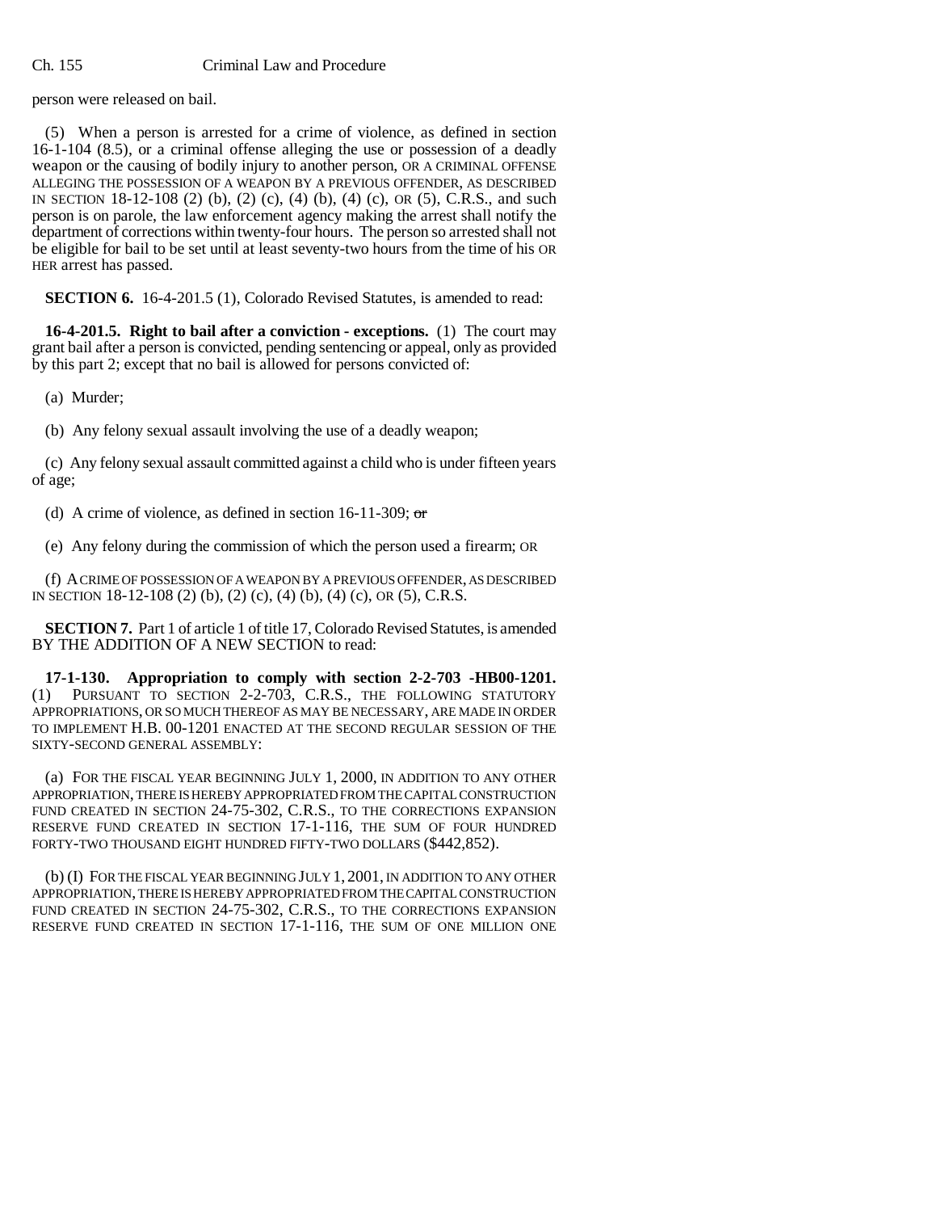person were released on bail.

(5) When a person is arrested for a crime of violence, as defined in section 16-1-104 (8.5), or a criminal offense alleging the use or possession of a deadly weapon or the causing of bodily injury to another person, OR A CRIMINAL OFFENSE ALLEGING THE POSSESSION OF A WEAPON BY A PREVIOUS OFFENDER, AS DESCRIBED IN SECTION 18-12-108 (2) (b), (2) (c), (4) (b), (4) (c), OR (5), C.R.S., and such person is on parole, the law enforcement agency making the arrest shall notify the department of corrections within twenty-four hours. The person so arrested shall not be eligible for bail to be set until at least seventy-two hours from the time of his OR HER arrest has passed.

**SECTION 6.** 16-4-201.5 (1), Colorado Revised Statutes, is amended to read:

**16-4-201.5. Right to bail after a conviction - exceptions.** (1) The court may grant bail after a person is convicted, pending sentencing or appeal, only as provided by this part 2; except that no bail is allowed for persons convicted of:

(a) Murder;

(b) Any felony sexual assault involving the use of a deadly weapon;

(c) Any felony sexual assault committed against a child who is under fifteen years of age;

(d) A crime of violence, as defined in section 16-11-309; ~~or~~

(e) Any felony during the commission of which the person used a firearm; OR

(f) A CRIME OF POSSESSION OF A WEAPON BY A PREVIOUS OFFENDER, AS DESCRIBED IN SECTION 18-12-108 (2) (b), (2) (c), (4) (b), (4) (c), OR (5), C.R.S.

**SECTION 7.** Part 1 of article 1 of title 17, Colorado Revised Statutes, is amended BY THE ADDITION OF A NEW SECTION to read:

**17-1-130. Appropriation to comply with section 2-2-703 -HB00-1201.** (1) PURSUANT TO SECTION 2-2-703, C.R.S., THE FOLLOWING STATUTORY APPROPRIATIONS, OR SO MUCH THEREOF AS MAY BE NECESSARY, ARE MADE IN ORDER TO IMPLEMENT H.B. 00-1201 ENACTED AT THE SECOND REGULAR SESSION OF THE SIXTY-SECOND GENERAL ASSEMBLY:

(a) FOR THE FISCAL YEAR BEGINNING JULY 1, 2000, IN ADDITION TO ANY OTHER APPROPRIATION, THERE IS HEREBY APPROPRIATED FROM THE CAPITAL CONSTRUCTION FUND CREATED IN SECTION 24-75-302, C.R.S., TO THE CORRECTIONS EXPANSION RESERVE FUND CREATED IN SECTION 17-1-116, THE SUM OF FOUR HUNDRED FORTY-TWO THOUSAND EIGHT HUNDRED FIFTY-TWO DOLLARS ($442,852).

(b) (I) FOR THE FISCAL YEAR BEGINNING JULY 1, 2001, IN ADDITION TO ANY OTHER APPROPRIATION, THERE IS HEREBY APPROPRIATED FROM THE CAPITAL CONSTRUCTION FUND CREATED IN SECTION 24-75-302, C.R.S., TO THE CORRECTIONS EXPANSION RESERVE FUND CREATED IN SECTION 17-1-116, THE SUM OF ONE MILLION ONE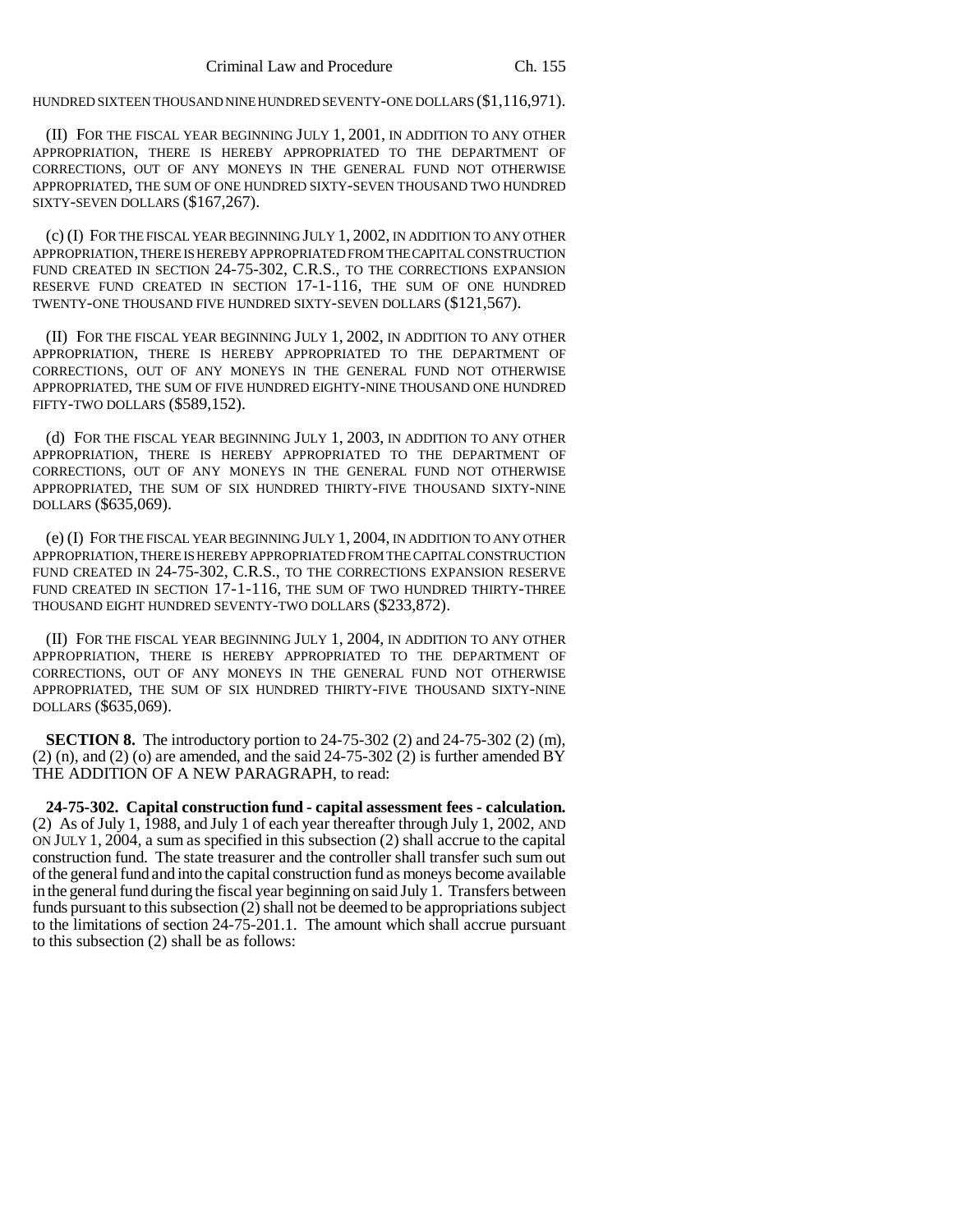HUNDRED SIXTEEN THOUSAND NINE HUNDRED SEVENTY-ONE DOLLARS ($1,116,971).

(II) FOR THE FISCAL YEAR BEGINNING JULY 1, 2001, IN ADDITION TO ANY OTHER APPROPRIATION, THERE IS HEREBY APPROPRIATED TO THE DEPARTMENT OF CORRECTIONS, OUT OF ANY MONEYS IN THE GENERAL FUND NOT OTHERWISE APPROPRIATED, THE SUM OF ONE HUNDRED SIXTY-SEVEN THOUSAND TWO HUNDRED SIXTY-SEVEN DOLLARS ($167,267).

(c) (I) FOR THE FISCAL YEAR BEGINNING JULY 1, 2002, IN ADDITION TO ANY OTHER APPROPRIATION, THERE IS HEREBY APPROPRIATED FROM THE CAPITAL CONSTRUCTION FUND CREATED IN SECTION 24-75-302, C.R.S., TO THE CORRECTIONS EXPANSION RESERVE FUND CREATED IN SECTION 17-1-116, THE SUM OF ONE HUNDRED TWENTY-ONE THOUSAND FIVE HUNDRED SIXTY-SEVEN DOLLARS ($121,567).

(II) FOR THE FISCAL YEAR BEGINNING JULY 1, 2002, IN ADDITION TO ANY OTHER APPROPRIATION, THERE IS HEREBY APPROPRIATED TO THE DEPARTMENT OF CORRECTIONS, OUT OF ANY MONEYS IN THE GENERAL FUND NOT OTHERWISE APPROPRIATED, THE SUM OF FIVE HUNDRED EIGHTY-NINE THOUSAND ONE HUNDRED FIFTY-TWO DOLLARS ($589,152).

(d) FOR THE FISCAL YEAR BEGINNING JULY 1, 2003, IN ADDITION TO ANY OTHER APPROPRIATION, THERE IS HEREBY APPROPRIATED TO THE DEPARTMENT OF CORRECTIONS, OUT OF ANY MONEYS IN THE GENERAL FUND NOT OTHERWISE APPROPRIATED, THE SUM OF SIX HUNDRED THIRTY-FIVE THOUSAND SIXTY-NINE DOLLARS ($635,069).

(e) (I) FOR THE FISCAL YEAR BEGINNING JULY 1, 2004, IN ADDITION TO ANY OTHER APPROPRIATION, THERE IS HEREBY APPROPRIATED FROM THE CAPITAL CONSTRUCTION FUND CREATED IN 24-75-302, C.R.S., TO THE CORRECTIONS EXPANSION RESERVE FUND CREATED IN SECTION 17-1-116, THE SUM OF TWO HUNDRED THIRTY-THREE THOUSAND EIGHT HUNDRED SEVENTY-TWO DOLLARS ($233,872).

(II) FOR THE FISCAL YEAR BEGINNING JULY 1, 2004, IN ADDITION TO ANY OTHER APPROPRIATION, THERE IS HEREBY APPROPRIATED TO THE DEPARTMENT OF CORRECTIONS, OUT OF ANY MONEYS IN THE GENERAL FUND NOT OTHERWISE APPROPRIATED, THE SUM OF SIX HUNDRED THIRTY-FIVE THOUSAND SIXTY-NINE DOLLARS ($635,069).

**SECTION 8.** The introductory portion to 24-75-302 (2) and 24-75-302 (2) (m), (2) (n), and (2) (o) are amended, and the said 24-75-302 (2) is further amended BY THE ADDITION OF A NEW PARAGRAPH, to read:

**24-75-302. Capital construction fund - capital assessment fees - calculation.** (2) As of July 1, 1988, and July 1 of each year thereafter through July 1, 2002, AND ON JULY 1, 2004, a sum as specified in this subsection (2) shall accrue to the capital construction fund. The state treasurer and the controller shall transfer such sum out of the general fund and into the capital construction fund as moneys become available in the general fund during the fiscal year beginning on said July 1. Transfers between funds pursuant to this subsection (2) shall not be deemed to be appropriations subject to the limitations of section 24-75-201.1. The amount which shall accrue pursuant to this subsection (2) shall be as follows: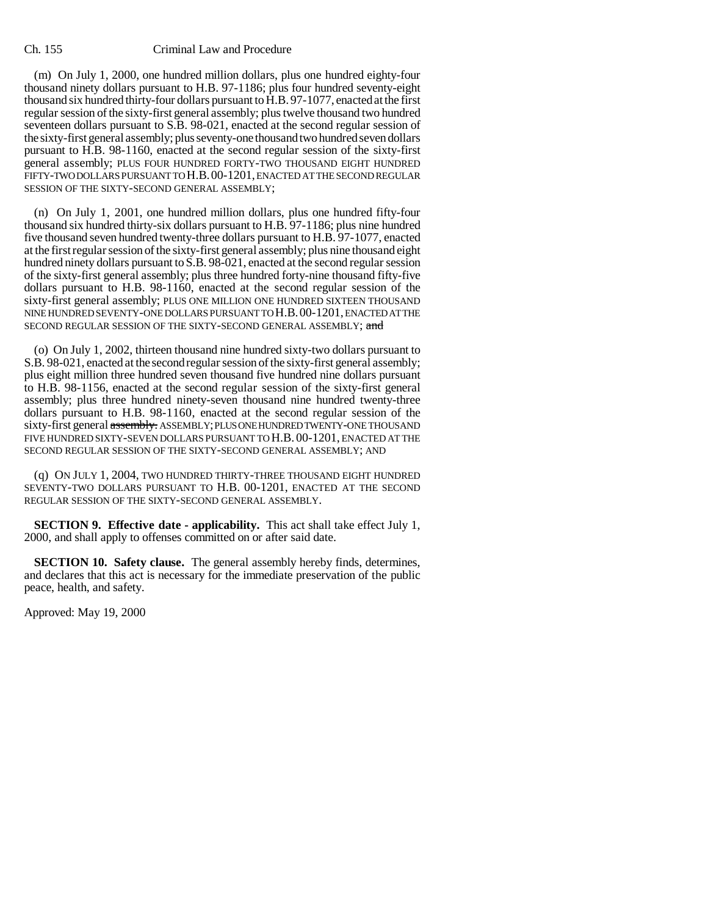(m) On July 1, 2000, one hundred million dollars, plus one hundred eighty-four thousand ninety dollars pursuant to H.B. 97-1186; plus four hundred seventy-eight thousand six hundred thirty-four dollars pursuant to H.B. 97-1077, enacted at the first regular session of the sixty-first general assembly; plus twelve thousand two hundred seventeen dollars pursuant to S.B. 98-021, enacted at the second regular session of the sixty-first general assembly; plus seventy-one thousand two hundred seven dollars pursuant to H.B. 98-1160, enacted at the second regular session of the sixty-first general assembly; PLUS FOUR HUNDRED FORTY-TWO THOUSAND EIGHT HUNDRED FIFTY-TWO DOLLARS PURSUANT TO H.B. 00-1201, ENACTED AT THE SECOND REGULAR SESSION OF THE SIXTY-SECOND GENERAL ASSEMBLY;

(n) On July 1, 2001, one hundred million dollars, plus one hundred fifty-four thousand six hundred thirty-six dollars pursuant to H.B. 97-1186; plus nine hundred five thousand seven hundred twenty-three dollars pursuant to H.B. 97-1077, enacted at the first regular session of the sixty-first general assembly; plus nine thousand eight hundred ninety dollars pursuant to S.B. 98-021, enacted at the second regular session of the sixty-first general assembly; plus three hundred forty-nine thousand fifty-five dollars pursuant to H.B. 98-1160, enacted at the second regular session of the sixty-first general assembly; PLUS ONE MILLION ONE HUNDRED SIXTEEN THOUSAND NINE HUNDRED SEVENTY-ONE DOLLARS PURSUANT TO H.B. 00-1201, ENACTED AT THE SECOND REGULAR SESSION OF THE SIXTY-SECOND GENERAL ASSEMBLY; ~~and~~

(o) On July 1, 2002, thirteen thousand nine hundred sixty-two dollars pursuant to S.B. 98-021, enacted at the second regular session of the sixty-first general assembly; plus eight million three hundred seven thousand five hundred nine dollars pursuant to H.B. 98-1156, enacted at the second regular session of the sixty-first general assembly; plus three hundred ninety-seven thousand nine hundred twenty-three dollars pursuant to H.B. 98-1160, enacted at the second regular session of the sixty-first general ~~assembly.~~ ASSEMBLY; PLUS ONE HUNDRED TWENTY-ONE THOUSAND FIVE HUNDRED SIXTY-SEVEN DOLLARS PURSUANT TO H.B. 00-1201, ENACTED AT THE SECOND REGULAR SESSION OF THE SIXTY-SECOND GENERAL ASSEMBLY; AND

(q) ON JULY 1, 2004, TWO HUNDRED THIRTY-THREE THOUSAND EIGHT HUNDRED SEVENTY-TWO DOLLARS PURSUANT TO H.B. 00-1201, ENACTED AT THE SECOND REGULAR SESSION OF THE SIXTY-SECOND GENERAL ASSEMBLY.

**SECTION 9. Effective date - applicability.** This act shall take effect July 1, 2000, and shall apply to offenses committed on or after said date.

**SECTION 10. Safety clause.** The general assembly hereby finds, determines, and declares that this act is necessary for the immediate preservation of the public peace, health, and safety.

Approved: May 19, 2000